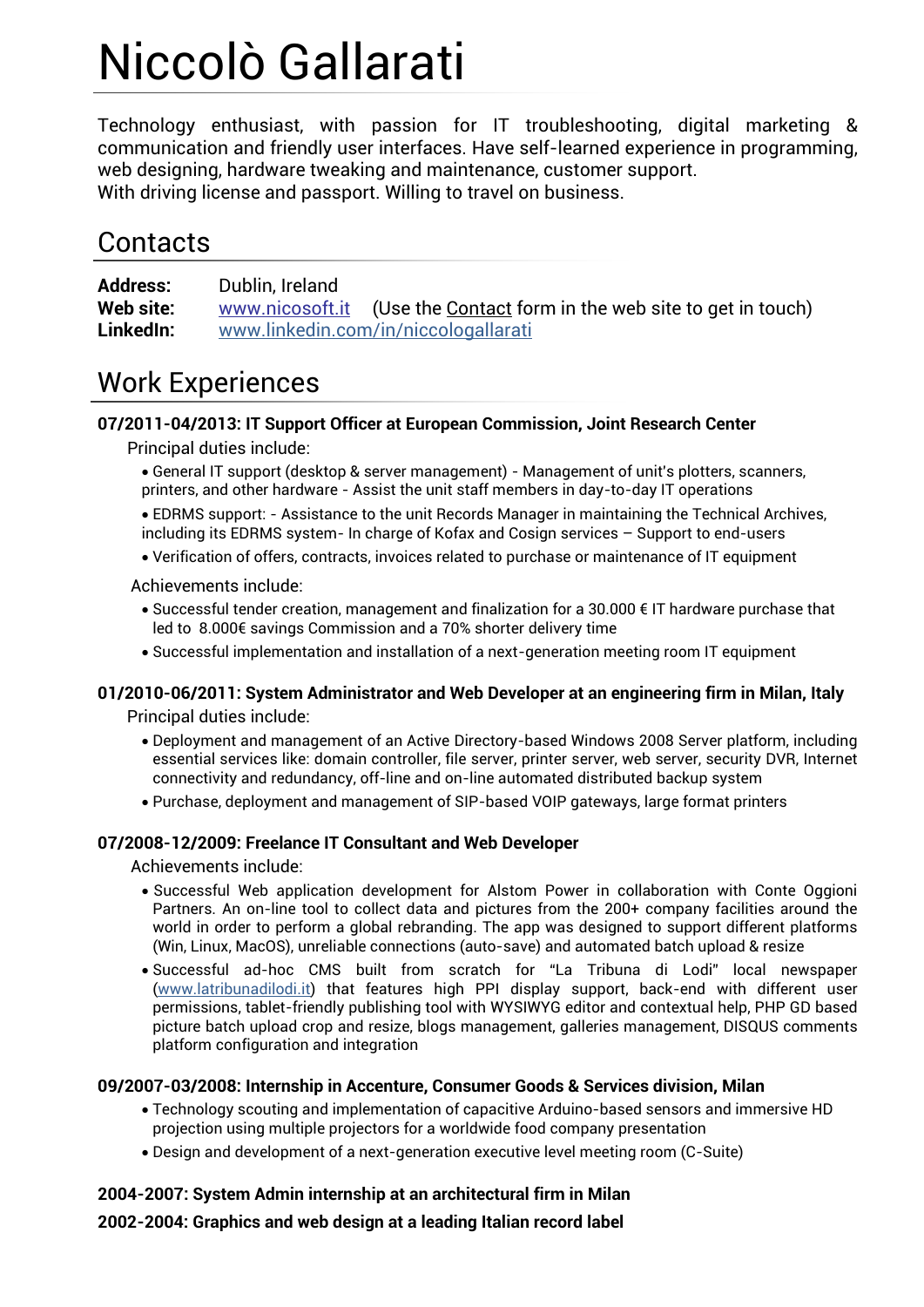# Niccolò Gallarati

Technology enthusiast, with passion for IT troubleshooting, digital marketing & communication and friendly user interfaces. Have self-learned experience in programming, web designing, hardware tweaking and maintenance, customer support.
With driving license and passport. Willing to travel on business.

## Contacts

**Address:** Dublin, Ireland
**Web site:** www.nicosoft.it (Use the Contact form in the web site to get in touch)
**LinkedIn:** www.linkedin.com/in/niccologallarati

## Work Experiences

**07/2011-04/2013: IT Support Officer at European Commission, Joint Research Center**

Principal duties include:

- General IT support (desktop & server management) - Management of unit's plotters, scanners, printers, and other hardware - Assist the unit staff members in day-to-day IT operations
- EDRMS support: - Assistance to the unit Records Manager in maintaining the Technical Archives, including its EDRMS system- In charge of Kofax and Cosign services – Support to end-users
- Verification of offers, contracts, invoices related to purchase or maintenance of IT equipment

Achievements include:

- Successful tender creation, management and finalization for a 30.000 € IT hardware purchase that led to 8.000€ savings Commission and a 70% shorter delivery time
- Successful implementation and installation of a next-generation meeting room IT equipment

**01/2010-06/2011: System Administrator and Web Developer at an engineering firm in Milan, Italy**

Principal duties include:

- Deployment and management of an Active Directory-based Windows 2008 Server platform, including essential services like: domain controller, file server, printer server, web server, security DVR, Internet connectivity and redundancy, off-line and on-line automated distributed backup system
- Purchase, deployment and management of SIP-based VOIP gateways, large format printers

**07/2008-12/2009: Freelance IT Consultant and Web Developer**

Achievements include:

- Successful Web application development for Alstom Power in collaboration with Conte Oggioni Partners. An on-line tool to collect data and pictures from the 200+ company facilities around the world in order to perform a global rebranding. The app was designed to support different platforms (Win, Linux, MacOS), unreliable connections (auto-save) and automated batch upload & resize
- Successful ad-hoc CMS built from scratch for "La Tribuna di Lodi" local newspaper (www.latribunadilodi.it) that features high PPI display support, back-end with different user permissions, tablet-friendly publishing tool with WYSIWYG editor and contextual help, PHP GD based picture batch upload crop and resize, blogs management, galleries management, DISQUS comments platform configuration and integration

**09/2007-03/2008: Internship in Accenture, Consumer Goods & Services division, Milan**

- Technology scouting and implementation of capacitive Arduino-based sensors and immersive HD projection using multiple projectors for a worldwide food company presentation
- Design and development of a next-generation executive level meeting room (C-Suite)

**2004-2007: System Admin internship at an architectural firm in Milan**

**2002-2004: Graphics and web design at a leading Italian record label**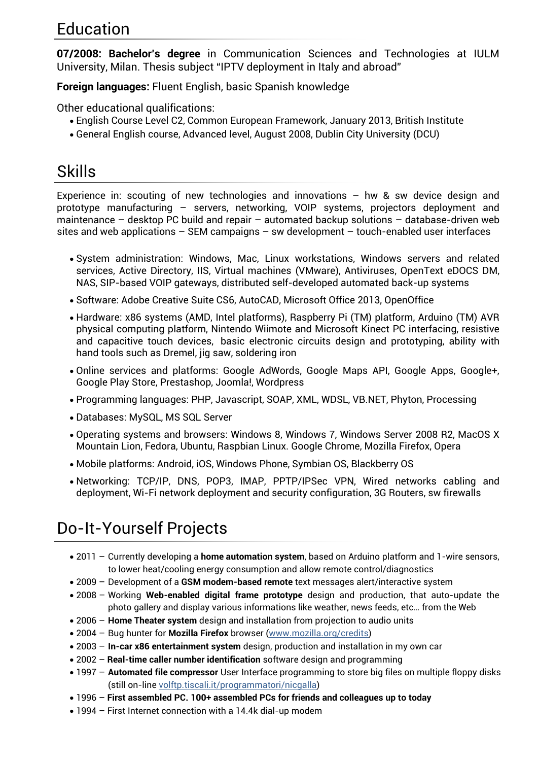# Education

**07/2008: Bachelor's degree** in Communication Sciences and Technologies at IULM University, Milan. Thesis subject "IPTV deployment in Italy and abroad"

**Foreign languages:** Fluent English, basic Spanish knowledge

Other educational qualifications:

- English Course Level C2, Common European Framework, January 2013, British Institute
- General English course, Advanced level, August 2008, Dublin City University (DCU)

# Skills

Experience in: scouting of new technologies and innovations – hw & sw device design and prototype manufacturing – servers, networking, VOIP systems, projectors deployment and maintenance – desktop PC build and repair – automated backup solutions – database-driven web sites and web applications – SEM campaigns – sw development – touch-enabled user interfaces

- System administration: Windows, Mac, Linux workstations, Windows servers and related services, Active Directory, IIS, Virtual machines (VMware), Antiviruses, OpenText eDOCS DM, NAS, SIP-based VOIP gateways, distributed self-developed automated back-up systems
- Software: Adobe Creative Suite CS6, AutoCAD, Microsoft Office 2013, OpenOffice
- Hardware: x86 systems (AMD, Intel platforms), Raspberry Pi (TM) platform, Arduino (TM) AVR physical computing platform, Nintendo Wiimote and Microsoft Kinect PC interfacing, resistive and capacitive touch devices, basic electronic circuits design and prototyping, ability with hand tools such as Dremel, jig saw, soldering iron
- Online services and platforms: Google AdWords, Google Maps API, Google Apps, Google+, Google Play Store, Prestashop, Joomla!, Wordpress
- Programming languages: PHP, Javascript, SOAP, XML, WDSL, VB.NET, Phyton, Processing
- Databases: MySQL, MS SQL Server
- Operating systems and browsers: Windows 8, Windows 7, Windows Server 2008 R2, MacOS X Mountain Lion, Fedora, Ubuntu, Raspbian Linux. Google Chrome, Mozilla Firefox, Opera
- Mobile platforms: Android, iOS, Windows Phone, Symbian OS, Blackberry OS
- Networking: TCP/IP, DNS, POP3, IMAP, PPTP/IPSec VPN, Wired networks cabling and deployment, Wi-Fi network deployment and security configuration, 3G Routers, sw firewalls

# Do-It-Yourself Projects

- 2011 – Currently developing a **home automation system**, based on Arduino platform and 1-wire sensors, to lower heat/cooling energy consumption and allow remote control/diagnostics
- 2009 – Development of a **GSM modem-based remote** text messages alert/interactive system
- 2008 – Working **Web-enabled digital frame prototype** design and production, that auto-update the photo gallery and display various informations like weather, news feeds, etc… from the Web
- 2006 – **Home Theater system** design and installation from projection to audio units
- 2004 – Bug hunter for **Mozilla Firefox** browser (www.mozilla.org/credits)
- 2003 – **In-car x86 entertainment system** design, production and installation in my own car
- 2002 – **Real-time caller number identification** software design and programming
- 1997 – **Automated file compressor** User Interface programming to store big files on multiple floppy disks (still on-line volftp.tiscali.it/programmatori/nicgalla)
- 1996 – **First assembled PC. 100+ assembled PCs for friends and colleagues up to today**
- 1994 – First Internet connection with a 14.4k dial-up modem